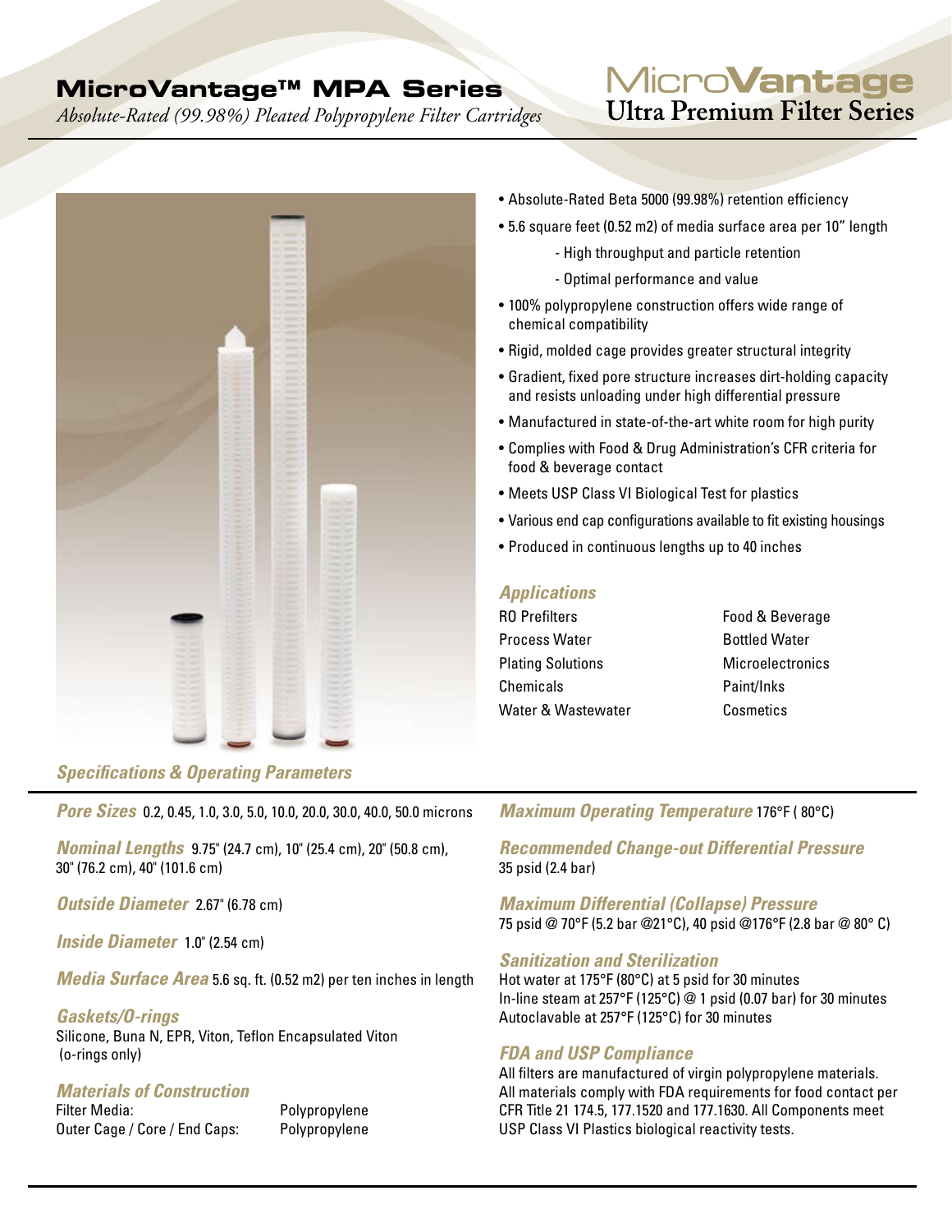# MicroVantage™ MPA Series

*Absolute-Rated (99.98%) Pleated Polypropylene Filter Cartridges*

**MicroVantage Ultra Premium Filter Series**

- Absolute-Rated Beta 5000 (99.98%) retention efficiency
- 5.6 square feet (0.52 m2) of media surface area per 10" length
  - High throughput and particle retention
  - Optimal performance and value
- 100% polypropylene construction offers wide range of chemical compatibility
- Rigid, molded cage provides greater structural integrity
- Gradient, fixed pore structure increases dirt-holding capacity and resists unloading under high differential pressure
- Manufactured in state-of-the-art white room for high purity
- Complies with Food & Drug Administration's CFR criteria for food & beverage contact
- Meets USP Class VI Biological Test for plastics
- Various end cap configurations available to fit existing housings
- Produced in continuous lengths up to 40 inches

## Applications

| | |
|---|---|
| RO Prefilters | Food & Beverage |
| Process Water | Bottled Water |
| Plating Solutions | Microelectronics |
| Chemicals | Paint/Inks |
| Water & Wastewater | Cosmetics |

## Specifications & Operating Parameters

***Pore Sizes*** 0.2, 0.45, 1.0, 3.0, 5.0, 10.0, 20.0, 30.0, 40.0, 50.0 microns

***Nominal Lengths*** 9.75" (24.7 cm), 10" (25.4 cm), 20" (50.8 cm), 30" (76.2 cm), 40" (101.6 cm)

***Outside Diameter*** 2.67" (6.78 cm)

***Inside Diameter*** 1.0" (2.54 cm)

***Media Surface Area*** 5.6 sq. ft. (0.52 m2) per ten inches in length

***Gaskets/O-rings***
Silicone, Buna N, EPR, Viton, Teflon Encapsulated Viton (o-rings only)

***Materials of Construction***

| | |
|---|---|
| Filter Media: | Polypropylene |
| Outer Cage / Core / End Caps: | Polypropylene |

***Maximum Operating Temperature*** 176°F ( 80°C)

***Recommended Change-out Differential Pressure***
35 psid (2.4 bar)

***Maximum Differential (Collapse) Pressure***
75 psid @ 70°F (5.2 bar @21°C), 40 psid @176°F (2.8 bar @ 80° C)

***Sanitization and Sterilization***
Hot water at 175°F (80°C) at 5 psid for 30 minutes
In-line steam at 257°F (125°C) @ 1 psid (0.07 bar) for 30 minutes
Autoclavable at 257°F (125°C) for 30 minutes

***FDA and USP Compliance***
All filters are manufactured of virgin polypropylene materials. All materials comply with FDA requirements for food contact per CFR Title 21 174.5, 177.1520 and 177.1630. All Components meet USP Class VI Plastics biological reactivity tests.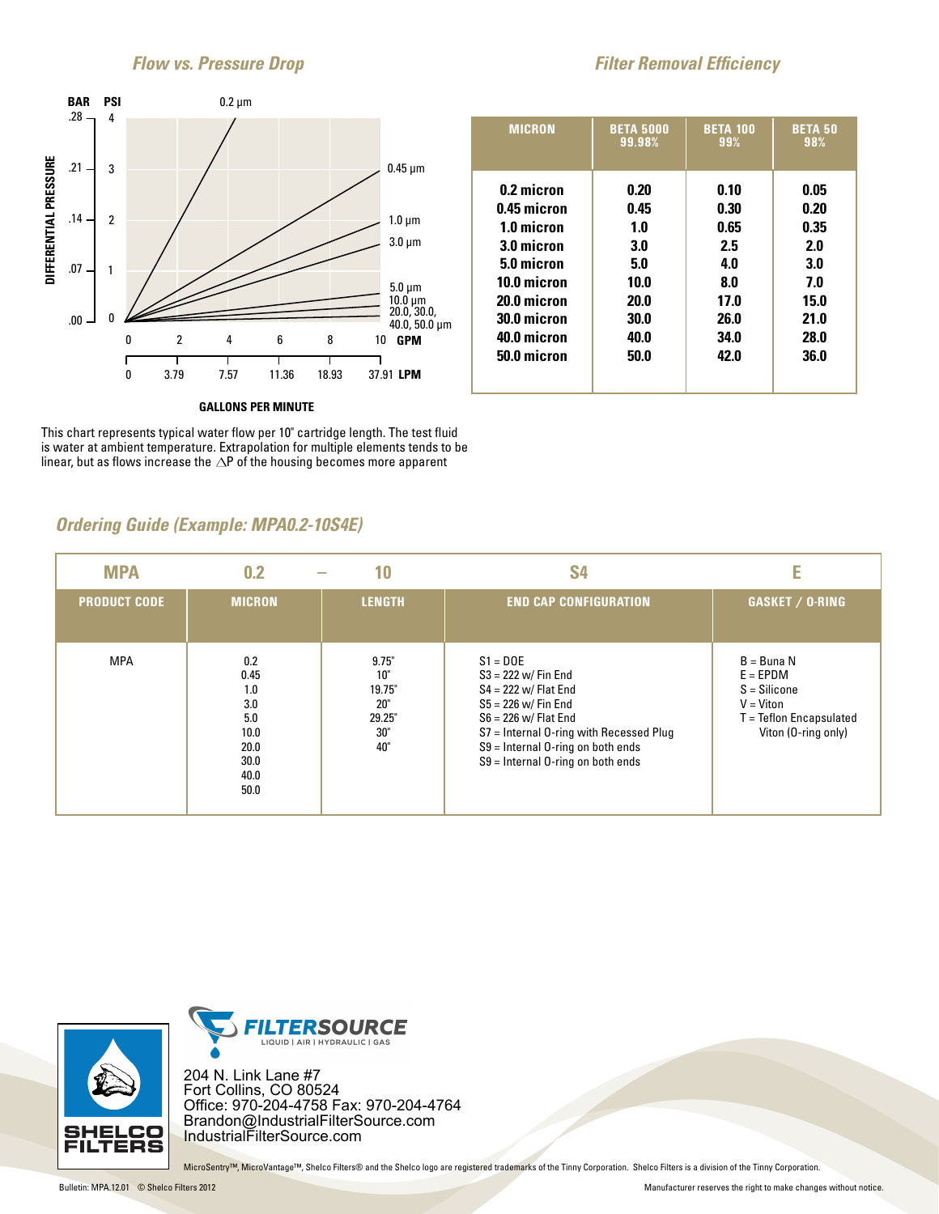## *Flow vs. Pressure Drop*

BAR PSI

.28 4

.21 3

.14 2

.07 1

.00 0

DIFFERENTIAL PRESSURE

0.2 µm

0.45 µm

1.0 µm

3.0 µm

5.0 µm
10.0 µm
20.0, 30.0,
40.0, 50.0 µm

0 2 4 6 8 10 GPM

0 3.79 7.57 11.36 18.93 37.91 LPM

GALLONS PER MINUTE

This chart represents typical water flow per 10" cartridge length. The test fluid is water at ambient temperature. Extrapolation for multiple elements tends to be linear, but as flows increase the △P of the housing becomes more apparent

## *Filter Removal Efficiency*

| MICRON | BETA 5000 99.98% | BETA 100 99% | BETA 50 98% |
|---|---|---|---|
| 0.2 micron | 0.20 | 0.10 | 0.05 |
| 0.45 micron | 0.45 | 0.30 | 0.20 |
| 1.0 micron | 1.0 | 0.65 | 0.35 |
| 3.0 micron | 3.0 | 2.5 | 2.0 |
| 5.0 micron | 5.0 | 4.0 | 3.0 |
| 10.0 micron | 10.0 | 8.0 | 7.0 |
| 20.0 micron | 20.0 | 17.0 | 15.0 |
| 30.0 micron | 30.0 | 26.0 | 21.0 |
| 40.0 micron | 40.0 | 34.0 | 28.0 |
| 50.0 micron | 50.0 | 42.0 | 36.0 |

## *Ordering Guide (Example: MPA0.2-10S4E)*

| MPA | 0.2 – | 10 | S4 | E |
|---|---|---|---|---|
| **PRODUCT CODE** | **MICRON** | **LENGTH** | **END CAP CONFIGURATION** | **GASKET / O-RING** |
| MPA | 0.2<br>0.45<br>1.0<br>3.0<br>5.0<br>10.0<br>20.0<br>30.0<br>40.0<br>50.0 | 9.75"<br>10"<br>19.75"<br>20"<br>29.25"<br>30"<br>40" | S1 = DOE<br>S3 = 222 w/ Fin End<br>S4 = 222 w/ Flat End<br>S5 = 226 w/ Fin End<br>S6 = 226 w/ Flat End<br>S7 = Internal O-ring with Recessed Plug<br>S9 = Internal O-ring on both ends<br>S9 = Internal O-ring on both ends | B = Buna N<br>E = EPDM<br>S = Silicone<br>V = Viton<br>T = Teflon Encapsulated Viton (O-ring only) |

SHELCO FILTERS

FILTERSOURCE
LIQUID | AIR | HYDRAULIC | GAS

204 N. Link Lane #7
Fort Collins, CO 80524
Office: 970-204-4758 Fax: 970-204-4764
Brandon@IndustrialFilterSource.com
IndustrialFilterSource.com

MicroSentry™, MicroVantage™, Shelco Filters® and the Shelco logo are registered trademarks of the Tinny Corporation. Shelco Filters is a division of the Tinny Corporation.

Bulletin: MPA.12.01 © Shelco Filters 2012

Manufacturer reserves the right to make changes without notice.